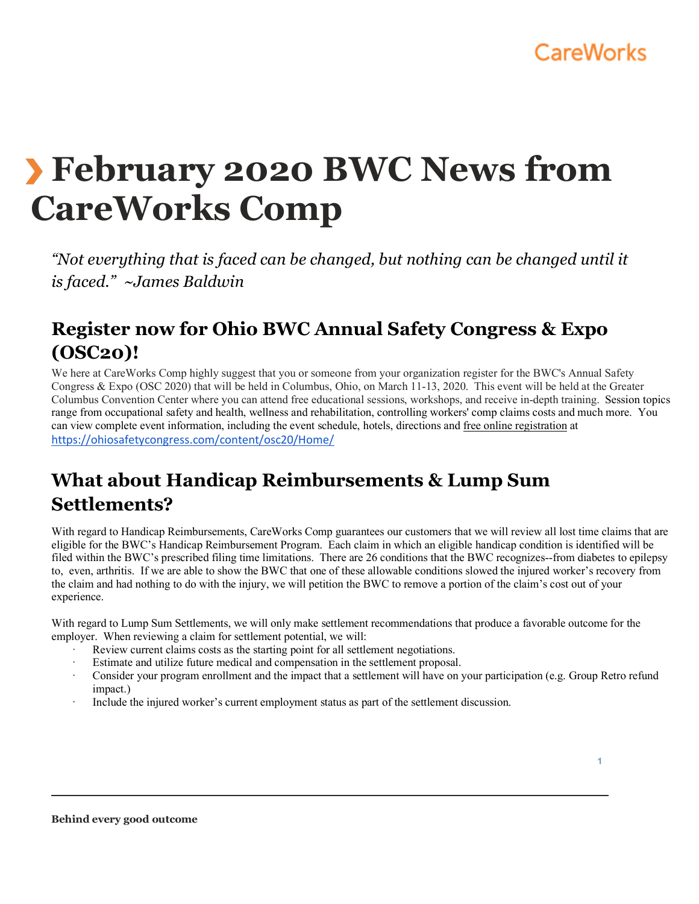# February 2020 BWC News from CareWorks Comp

*"Not everything that is faced can be changed, but nothing can be changed until it is faced." ~James Baldwin*

## Register now for Ohio BWC Annual Safety Congress & Expo (OSC20)!

We here at CareWorks Comp highly suggest that you or someone from your organization register for the BWC's Annual Safety Congress & Expo (OSC 2020) that will be held in Columbus, Ohio, on March 11-13, 2020. This event will be held at the Greater Columbus Convention Center where you can attend free educational sessions, workshops, and receive in-depth training. Session topics range from occupational safety and health, wellness and rehabilitation, controlling workers' comp claims costs and much more. You can view complete event information, including the event schedule, hotels, directions and free online registration at https://ohiosafetycongress.com/content/osc20/Home/

## What about Handicap Reimbursements & Lump Sum Settlements?

With regard to Handicap Reimbursements, CareWorks Comp guarantees our customers that we will review all lost time claims that are eligible for the BWC's Handicap Reimbursement Program. Each claim in which an eligible handicap condition is identified will be filed within the BWC's prescribed filing time limitations. There are 26 conditions that the BWC recognizes--from diabetes to epilepsy to, even, arthritis. If we are able to show the BWC that one of these allowable conditions slowed the injured worker's recovery from the claim and had nothing to do with the injury, we will petition the BWC to remove a portion of the claim's cost out of your experience.

With regard to Lump Sum Settlements, we will only make settlement recommendations that produce a favorable outcome for the employer. When reviewing a claim for settlement potential, we will:

- Review current claims costs as the starting point for all settlement negotiations.
- Estimate and utilize future medical and compensation in the settlement proposal.
- Consider your program enrollment and the impact that a settlement will have on your participation (e.g. Group Retro refund impact.)
- Include the injured worker's current employment status as part of the settlement discussion.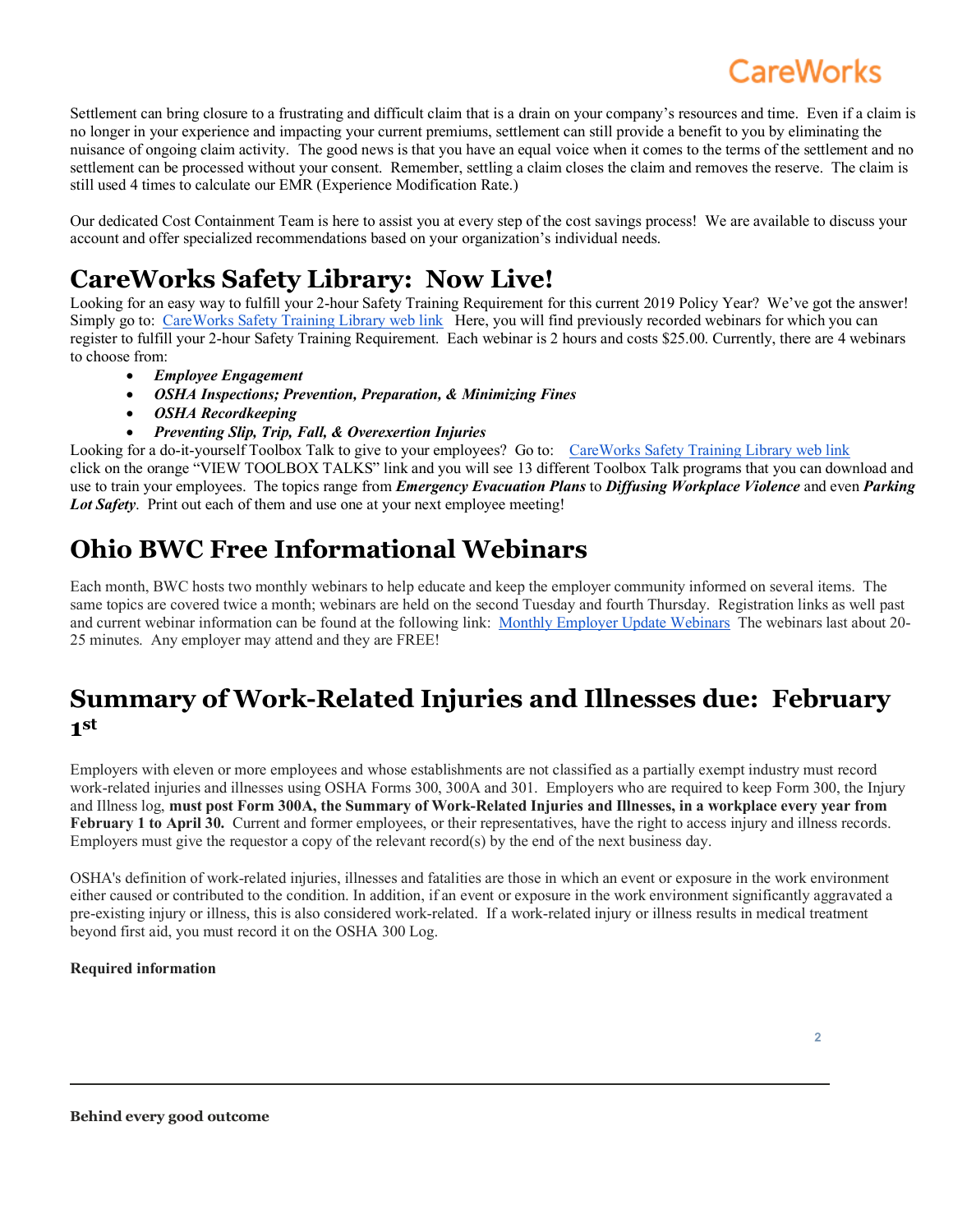Settlement can bring closure to a frustrating and difficult claim that is a drain on your company's resources and time. Even if a claim is no longer in your experience and impacting your current premiums, settlement can still provide a benefit to you by eliminating the nuisance of ongoing claim activity. The good news is that you have an equal voice when it comes to the terms of the settlement and no settlement can be processed without your consent. Remember, settling a claim closes the claim and removes the reserve. The claim is still used 4 times to calculate our EMR (Experience Modification Rate.)

Our dedicated Cost Containment Team is here to assist you at every step of the cost savings process! We are available to discuss your account and offer specialized recommendations based on your organization's individual needs.

# CareWorks Safety Library: Now Live!

Looking for an easy way to fulfill your 2-hour Safety Training Requirement for this current 2019 Policy Year? We've got the answer! Simply go to: CareWorks Safety Training Library web link Here, you will find previously recorded webinars for which you can register to fulfill your 2-hour Safety Training Requirement. Each webinar is 2 hours and costs $25.00. Currently, there are 4 webinars to choose from:

- ***Employee Engagement***
- ***OSHA Inspections; Prevention, Preparation, & Minimizing Fines***
- ***OSHA Recordkeeping***
- ***Preventing Slip, Trip, Fall, & Overexertion Injuries***

Looking for a do-it-yourself Toolbox Talk to give to your employees? Go to: CareWorks Safety Training Library web link click on the orange "VIEW TOOLBOX TALKS" link and you will see 13 different Toolbox Talk programs that you can download and use to train your employees. The topics range from ***Emergency Evacuation Plans*** to ***Diffusing Workplace Violence*** and even ***Parking Lot Safety***. Print out each of them and use one at your next employee meeting!

# Ohio BWC Free Informational Webinars

Each month, BWC hosts two monthly webinars to help educate and keep the employer community informed on several items. The same topics are covered twice a month; webinars are held on the second Tuesday and fourth Thursday. Registration links as well past and current webinar information can be found at the following link: Monthly Employer Update Webinars The webinars last about 20-25 minutes. Any employer may attend and they are FREE!

# Summary of Work-Related Injuries and Illnesses due: February 1st

Employers with eleven or more employees and whose establishments are not classified as a partially exempt industry must record work-related injuries and illnesses using OSHA Forms 300, 300A and 301. Employers who are required to keep Form 300, the Injury and Illness log, **must post Form 300A, the Summary of Work-Related Injuries and Illnesses, in a workplace every year from February 1 to April 30.** Current and former employees, or their representatives, have the right to access injury and illness records. Employers must give the requestor a copy of the relevant record(s) by the end of the next business day.

OSHA's definition of work-related injuries, illnesses and fatalities are those in which an event or exposure in the work environment either caused or contributed to the condition. In addition, if an event or exposure in the work environment significantly aggravated a pre-existing injury or illness, this is also considered work-related. If a work-related injury or illness results in medical treatment beyond first aid, you must record it on the OSHA 300 Log.

**Required information**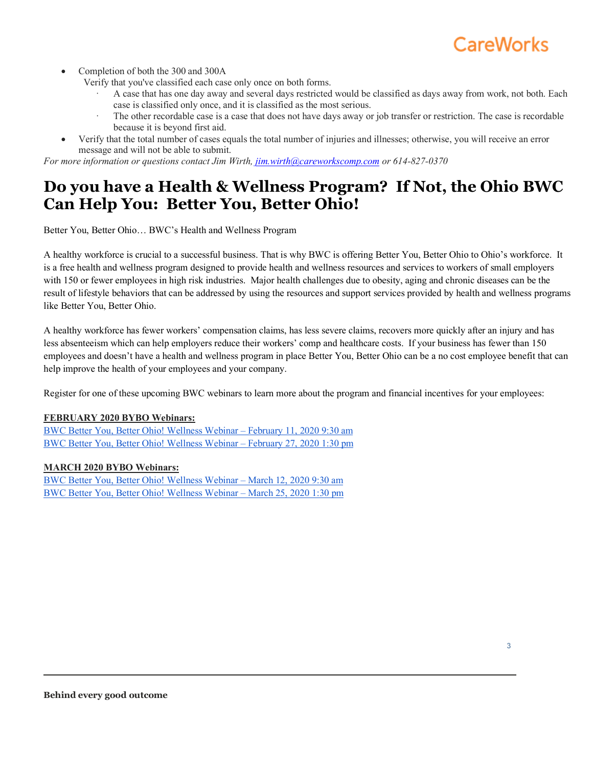- Completion of both the 300 and 300A
  Verify that you've classified each case only once on both forms.
  - A case that has one day away and several days restricted would be classified as days away from work, not both. Each case is classified only once, and it is classified as the most serious.
  - The other recordable case is a case that does not have days away or job transfer or restriction. The case is recordable because it is beyond first aid.
- Verify that the total number of cases equals the total number of injuries and illnesses; otherwise, you will receive an error message and will not be able to submit.

*For more information or questions contact Jim Wirth, [jim.wirth@careworkscomp.com](mailto:jim.wirth@careworkscomp.com) or 614-827-0370*

# Do you have a Health & Wellness Program? If Not, the Ohio BWC Can Help You: Better You, Better Ohio!

Better You, Better Ohio… BWC's Health and Wellness Program

A healthy workforce is crucial to a successful business. That is why BWC is offering Better You, Better Ohio to Ohio's workforce. It is a free health and wellness program designed to provide health and wellness resources and services to workers of small employers with 150 or fewer employees in high risk industries. Major health challenges due to obesity, aging and chronic diseases can be the result of lifestyle behaviors that can be addressed by using the resources and support services provided by health and wellness programs like Better You, Better Ohio.

A healthy workforce has fewer workers' compensation claims, has less severe claims, recovers more quickly after an injury and has less absenteeism which can help employers reduce their workers' comp and healthcare costs. If your business has fewer than 150 employees and doesn't have a health and wellness program in place Better You, Better Ohio can be a no cost employee benefit that can help improve the health of your employees and your company.

Register for one of these upcoming BWC webinars to learn more about the program and financial incentives for your employees:

**FEBRUARY 2020 BYBO Webinars:**

BWC Better You, Better Ohio! Wellness Webinar – February 11, 2020 9:30 am
BWC Better You, Better Ohio! Wellness Webinar – February 27, 2020 1:30 pm

**MARCH 2020 BYBO Webinars:**

BWC Better You, Better Ohio! Wellness Webinar – March 12, 2020 9:30 am
BWC Better You, Better Ohio! Wellness Webinar – March 25, 2020 1:30 pm